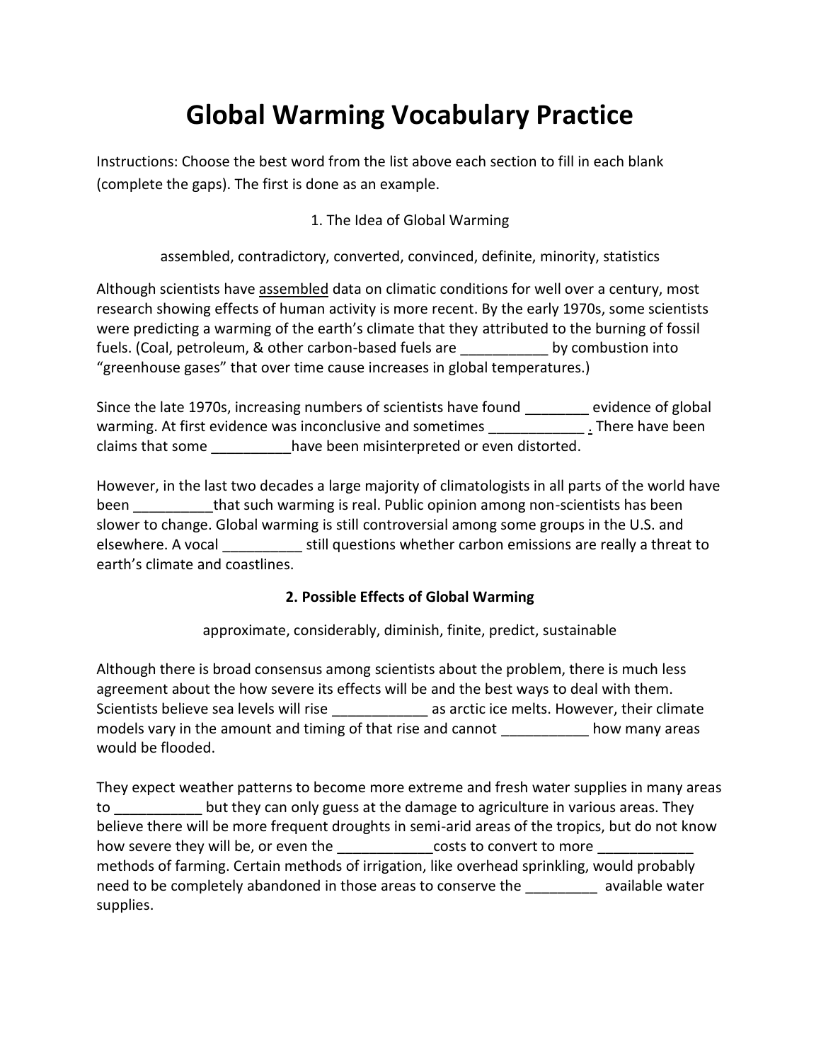# Global Warming Vocabulary Practice

Instructions: Choose the best word from the list above each section to fill in each blank (complete the gaps). The first is done as an example.

1. The Idea of Global Warming

assembled, contradictory, converted, convinced, definite, minority, statistics

Although scientists have <u>assembled</u> data on climatic conditions for well over a century, most research showing effects of human activity is more recent. By the early 1970s, some scientists were predicting a warming of the earth's climate that they attributed to the burning of fossil fuels. (Coal, petroleum, & other carbon-based fuels are ___________ by combustion into "greenhouse gases" that over time cause increases in global temperatures.)

Since the late 1970s, increasing numbers of scientists have found ________ evidence of global warming. At first evidence was inconclusive and sometimes ____________ . There have been claims that some __________have been misinterpreted or even distorted.

However, in the last two decades a large majority of climatologists in all parts of the world have been __________that such warming is real. Public opinion among non-scientists has been slower to change. Global warming is still controversial among some groups in the U.S. and elsewhere. A vocal __________ still questions whether carbon emissions are really a threat to earth's climate and coastlines.

**2. Possible Effects of Global Warming**

approximate, considerably, diminish, finite, predict, sustainable

Although there is broad consensus among scientists about the problem, there is much less agreement about the how severe its effects will be and the best ways to deal with them. Scientists believe sea levels will rise ____________ as arctic ice melts. However, their climate models vary in the amount and timing of that rise and cannot ___________ how many areas would be flooded.

They expect weather patterns to become more extreme and fresh water supplies in many areas to ___________ but they can only guess at the damage to agriculture in various areas. They believe there will be more frequent droughts in semi-arid areas of the tropics, but do not know how severe they will be, or even the ____________costs to convert to more ____________ methods of farming. Certain methods of irrigation, like overhead sprinkling, would probably need to be completely abandoned in those areas to conserve the _________ available water supplies.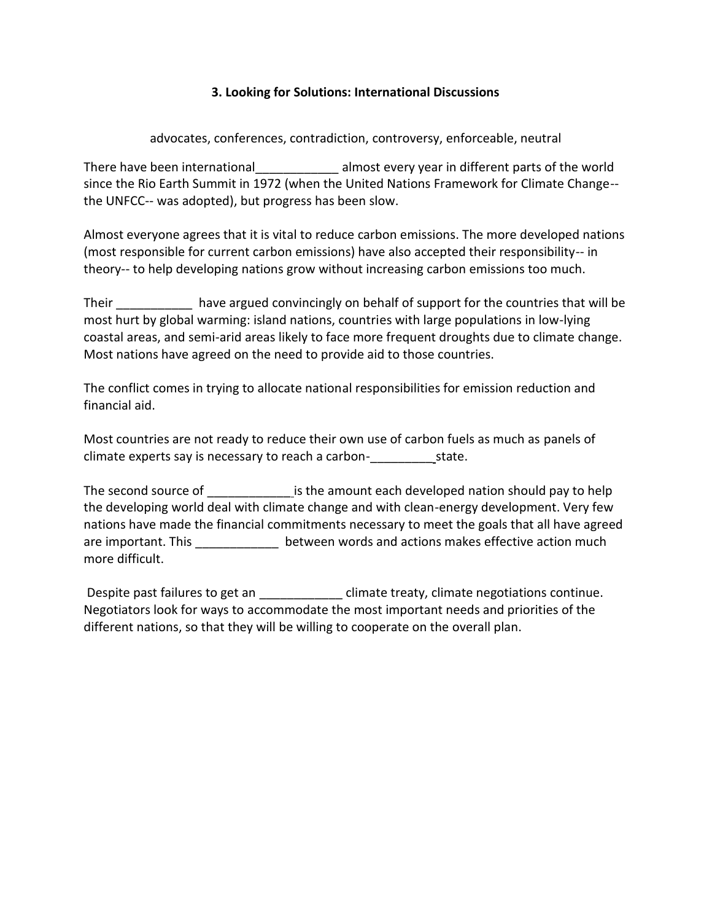### 3. Looking for Solutions: International Discussions

advocates, conferences, contradiction, controversy, enforceable, neutral

There have been international____________ almost every year in different parts of the world since the Rio Earth Summit in 1972 (when the United Nations Framework for Climate Change-- the UNFCC-- was adopted), but progress has been slow.

Almost everyone agrees that it is vital to reduce carbon emissions. The more developed nations (most responsible for current carbon emissions) have also accepted their responsibility-- in theory-- to help developing nations grow without increasing carbon emissions too much.

Their ___________ have argued convincingly on behalf of support for the countries that will be most hurt by global warming: island nations, countries with large populations in low-lying coastal areas, and semi-arid areas likely to face more frequent droughts due to climate change. Most nations have agreed on the need to provide aid to those countries.

The conflict comes in trying to allocate national responsibilities for emission reduction and financial aid.

Most countries are not ready to reduce their own use of carbon fuels as much as panels of climate experts say is necessary to reach a carbon-_________state.

The second source of ____________is the amount each developed nation should pay to help the developing world deal with climate change and with clean-energy development. Very few nations have made the financial commitments necessary to meet the goals that all have agreed are important. This ____________ between words and actions makes effective action much more difficult.

Despite past failures to get an ____________ climate treaty, climate negotiations continue. Negotiators look for ways to accommodate the most important needs and priorities of the different nations, so that they will be willing to cooperate on the overall plan.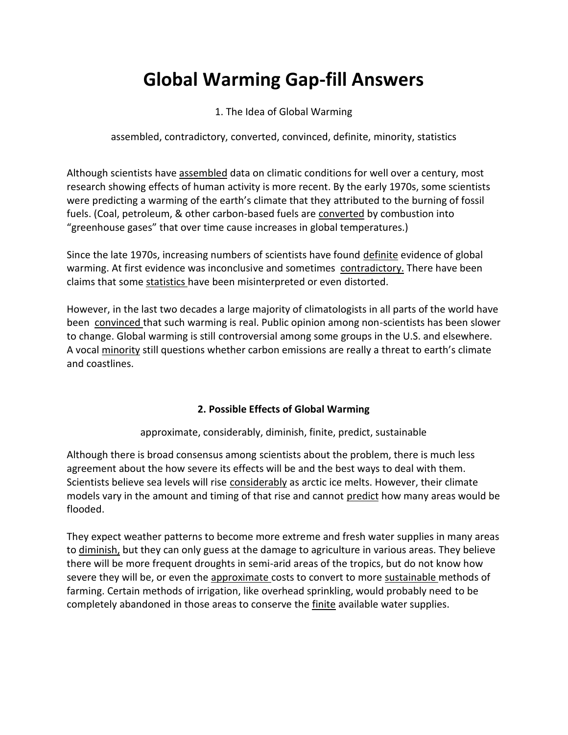# Global Warming Gap-fill Answers

1. The Idea of Global Warming

assembled, contradictory, converted, convinced, definite, minority, statistics

Although scientists have <u>assembled</u> data on climatic conditions for well over a century, most research showing effects of human activity is more recent. By the early 1970s, some scientists were predicting a warming of the earth's climate that they attributed to the burning of fossil fuels. (Coal, petroleum, & other carbon-based fuels are <u>converted</u> by combustion into "greenhouse gases" that over time cause increases in global temperatures.)

Since the late 1970s, increasing numbers of scientists have found <u>definite</u> evidence of global warming. At first evidence was inconclusive and sometimes <u>contradictory.</u> There have been claims that some <u>statistics</u> have been misinterpreted or even distorted.

However, in the last two decades a large majority of climatologists in all parts of the world have been <u>convinced</u> that such warming is real. Public opinion among non-scientists has been slower to change. Global warming is still controversial among some groups in the U.S. and elsewhere. A vocal <u>minority</u> still questions whether carbon emissions are really a threat to earth's climate and coastlines.

### 2. Possible Effects of Global Warming

approximate, considerably, diminish, finite, predict, sustainable

Although there is broad consensus among scientists about the problem, there is much less agreement about the how severe its effects will be and the best ways to deal with them. Scientists believe sea levels will rise <u>considerably</u> as arctic ice melts. However, their climate models vary in the amount and timing of that rise and cannot <u>predict</u> how many areas would be flooded.

They expect weather patterns to become more extreme and fresh water supplies in many areas to <u>diminish,</u> but they can only guess at the damage to agriculture in various areas. They believe there will be more frequent droughts in semi-arid areas of the tropics, but do not know how severe they will be, or even the <u>approximate</u> costs to convert to more <u>sustainable</u> methods of farming. Certain methods of irrigation, like overhead sprinkling, would probably need to be completely abandoned in those areas to conserve the <u>finite</u> available water supplies.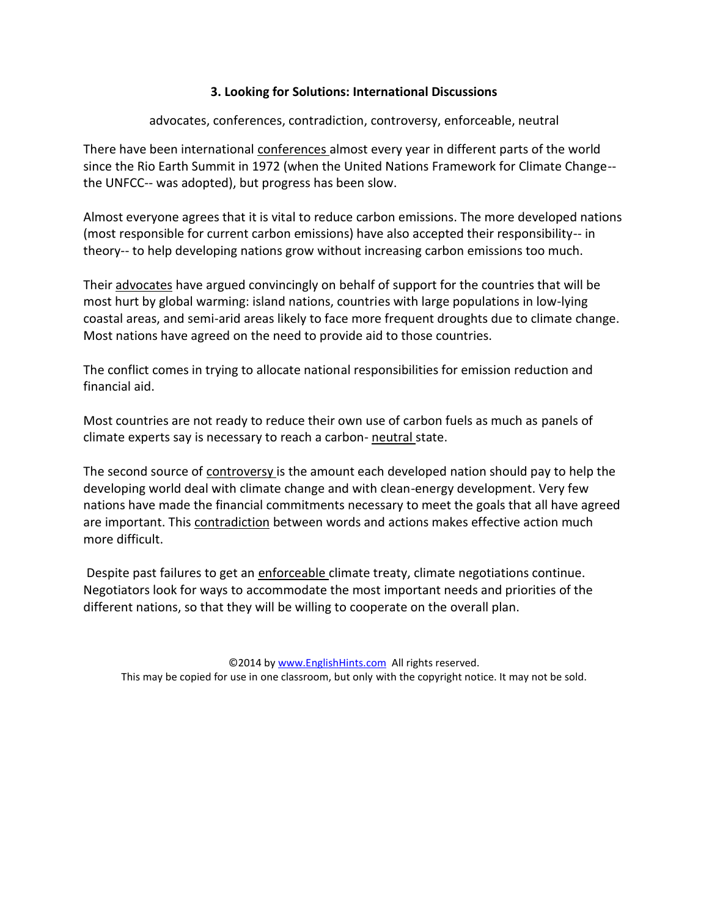### 3. Looking for Solutions: International Discussions

advocates, conferences, contradiction, controversy, enforceable, neutral

There have been international conferences almost every year in different parts of the world since the Rio Earth Summit in 1972 (when the United Nations Framework for Climate Change-- the UNFCC-- was adopted), but progress has been slow.

Almost everyone agrees that it is vital to reduce carbon emissions. The more developed nations (most responsible for current carbon emissions) have also accepted their responsibility-- in theory-- to help developing nations grow without increasing carbon emissions too much.

Their advocates have argued convincingly on behalf of support for the countries that will be most hurt by global warming: island nations, countries with large populations in low-lying coastal areas, and semi-arid areas likely to face more frequent droughts due to climate change. Most nations have agreed on the need to provide aid to those countries.

The conflict comes in trying to allocate national responsibilities for emission reduction and financial aid.

Most countries are not ready to reduce their own use of carbon fuels as much as panels of climate experts say is necessary to reach a carbon- neutral state.

The second source of controversy is the amount each developed nation should pay to help the developing world deal with climate change and with clean-energy development. Very few nations have made the financial commitments necessary to meet the goals that all have agreed are important. This contradiction between words and actions makes effective action much more difficult.

Despite past failures to get an enforceable climate treaty, climate negotiations continue. Negotiators look for ways to accommodate the most important needs and priorities of the different nations, so that they will be willing to cooperate on the overall plan.

©2014 by www.EnglishHints.com All rights reserved.
This may be copied for use in one classroom, but only with the copyright notice. It may not be sold.